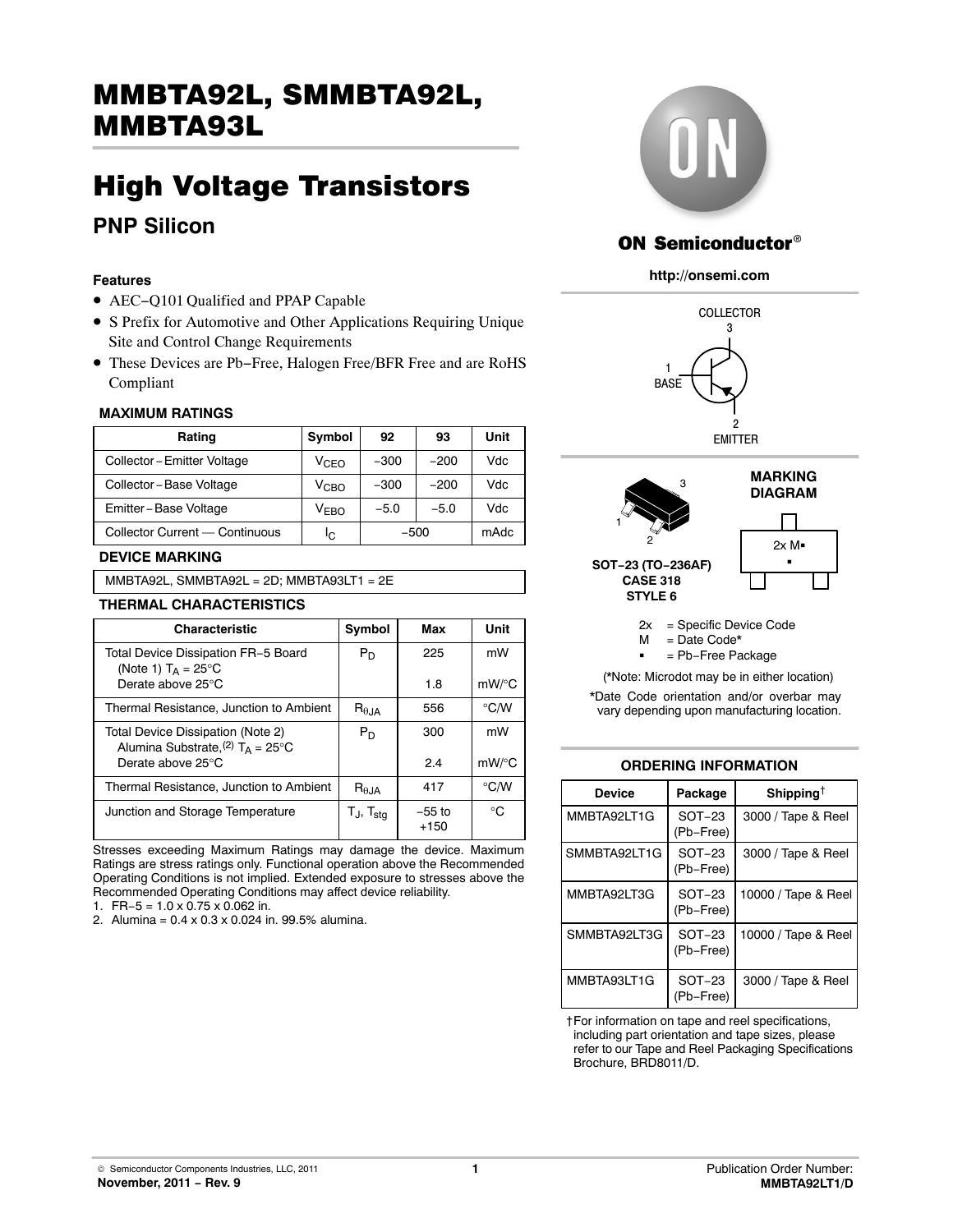# MMBTA92L, SMMBTA92L, MMBTA93L

## High Voltage Transistors

### PNP Silicon

**ON Semiconductor®**

**http://onsemi.com**

#### Features

- AEC−Q101 Qualified and PPAP Capable
- S Prefix for Automotive and Other Applications Requiring Unique Site and Control Change Requirements
- These Devices are Pb−Free, Halogen Free/BFR Free and are RoHS Compliant

#### MAXIMUM RATINGS

| Rating | Symbol | 92 | 93 | Unit |
|---|---|---|---|---|
| Collector − Emitter Voltage | $V_{CEO}$ | −300 | −200 | Vdc |
| Collector − Base Voltage | $V_{CBO}$ | −300 | −200 | Vdc |
| Emitter − Base Voltage | $V_{EBO}$ | −5.0 | −5.0 | Vdc |
| Collector Current — Continuous | $I_C$ | −500 | | mAdc |

#### DEVICE MARKING

MMBTA92L, SMMBTA92L = 2D; MMBTA93LT1 = 2E

#### THERMAL CHARACTERISTICS

| Characteristic | Symbol | Max | Unit |
|---|---|---|---|
| Total Device Dissipation FR−5 Board (Note 1) $T_A$ = 25°C<br>Derate above 25°C | $P_D$ | 225<br>1.8 | mW<br>mW/°C |
| Thermal Resistance, Junction to Ambient | $R_{\theta JA}$ | 556 | °C/W |
| Total Device Dissipation (Note 2) Alumina Substrate,(2) $T_A$ = 25°C<br>Derate above 25°C | $P_D$ | 300<br>2.4 | mW<br>mW/°C |
| Thermal Resistance, Junction to Ambient | $R_{\theta JA}$ | 417 | °C/W |
| Junction and Storage Temperature | $T_J$, $T_{stg}$ | −55 to +150 | °C |

Stresses exceeding Maximum Ratings may damage the device. Maximum Ratings are stress ratings only. Functional operation above the Recommended Operating Conditions is not implied. Extended exposure to stresses above the Recommended Operating Conditions may affect device reliability.

1. FR−5 = 1.0 x 0.75 x 0.062 in.
2. Alumina = 0.4 x 0.3 x 0.024 in. 99.5% alumina.

COLLECTOR 3

1 BASE

2 EMITTER

SOT−23 (TO−236AF) CASE 318 STYLE 6

#### MARKING DIAGRAM

2x M▪
▪

2x = Specific Device Code
M = Date Code*
▪ = Pb−Free Package

(*Note: Microdot may be in either location)

*Date Code orientation and/or overbar may vary depending upon manufacturing location.

#### ORDERING INFORMATION

| Device | Package | Shipping† |
|---|---|---|
| MMBTA92LT1G | SOT−23 (Pb−Free) | 3000 / Tape & Reel |
| SMMBTA92LT1G | SOT−23 (Pb−Free) | 3000 / Tape & Reel |
| MMBTA92LT3G | SOT−23 (Pb−Free) | 10000 / Tape & Reel |
| SMMBTA92LT3G | SOT−23 (Pb−Free) | 10000 / Tape & Reel |
| MMBTA93LT1G | SOT−23 (Pb−Free) | 3000 / Tape & Reel |

†For information on tape and reel specifications, including part orientation and tape sizes, please refer to our Tape and Reel Packaging Specifications Brochure, BRD8011/D.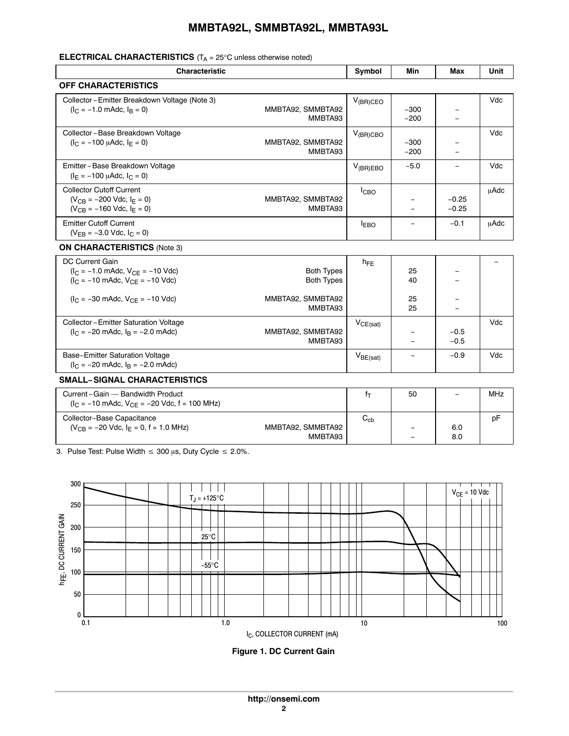## ELECTRICAL CHARACTERISTICS ($T_A$ = 25°C unless otherwise noted)

| Characteristic | | Symbol | Min | Max | Unit |
|---|---|---|---|---|---|
| **OFF CHARACTERISTICS** | | | | | |
| Collector–Emitter Breakdown Voltage (Note 3) ($I_C$ = −1.0 mAdc, $I_B$ = 0) | MMBTA92, SMMBTA92 | $V_{(BR)CEO}$ | −300 | – | Vdc |
| | MMBTA93 | | −200 | – | |
| Collector–Base Breakdown Voltage ($I_C$ = −100 μAdc, $I_E$ = 0) | MMBTA92, SMMBTA92 | $V_{(BR)CBO}$ | −300 | – | Vdc |
| | MMBTA93 | | −200 | – | |
| Emitter–Base Breakdown Voltage ($I_E$ = −100 μAdc, $I_C$ = 0) | | $V_{(BR)EBO}$ | −5.0 | – | Vdc |
| Collector Cutoff Current ($V_{CB}$ = −200 Vdc, $I_E$ = 0) | MMBTA92, SMMBTA92 | $I_{CBO}$ | – | −0.25 | μAdc |
| ($V_{CB}$ = −160 Vdc, $I_E$ = 0) | MMBTA93 | | – | −0.25 | |
| Emitter Cutoff Current ($V_{EB}$ = −3.0 Vdc, $I_C$ = 0) | | $I_{EBO}$ | – | −0.1 | μAdc |
| **ON CHARACTERISTICS** (Note 3) | | | | | |
| DC Current Gain ($I_C$ = −1.0 mAdc, $V_{CE}$ = −10 Vdc) | Both Types | $h_{FE}$ | 25 | – | – |
| ($I_C$ = −10 mAdc, $V_{CE}$ = −10 Vdc) | Both Types | | 40 | – | |
| ($I_C$ = −30 mAdc, $V_{CE}$ = −10 Vdc) | MMBTA92, SMMBTA92 | | 25 | – | |
| | MMBTA93 | | 25 | – | |
| Collector–Emitter Saturation Voltage ($I_C$ = −20 mAdc, $I_B$ = −2.0 mAdc) | MMBTA92, SMMBTA92 | $V_{CE(sat)}$ | – | −0.5 | Vdc |
| | MMBTA93 | | – | −0.5 | |
| Base–Emitter Saturation Voltage ($I_C$ = −20 mAdc, $I_B$ = −2.0 mAdc) | | $V_{BE(sat)}$ | – | −0.9 | Vdc |
| **SMALL–SIGNAL CHARACTERISTICS** | | | | | |
| Current–Gain — Bandwidth Product ($I_C$ = −10 mAdc, $V_{CE}$ = −20 Vdc, f = 100 MHz) | | $f_T$ | 50 | – | MHz |
| Collector–Base Capacitance ($V_{CB}$ = −20 Vdc, $I_E$ = 0, f = 1.0 MHz) | MMBTA92, SMMBTA92 | $C_{cb}$ | – | 6.0 | pF |
| | MMBTA93 | | – | 8.0 | |

3. Pulse Test: Pulse Width ≤ 300 μs, Duty Cycle ≤ 2.0%.

**Figure 1. DC Current Gain**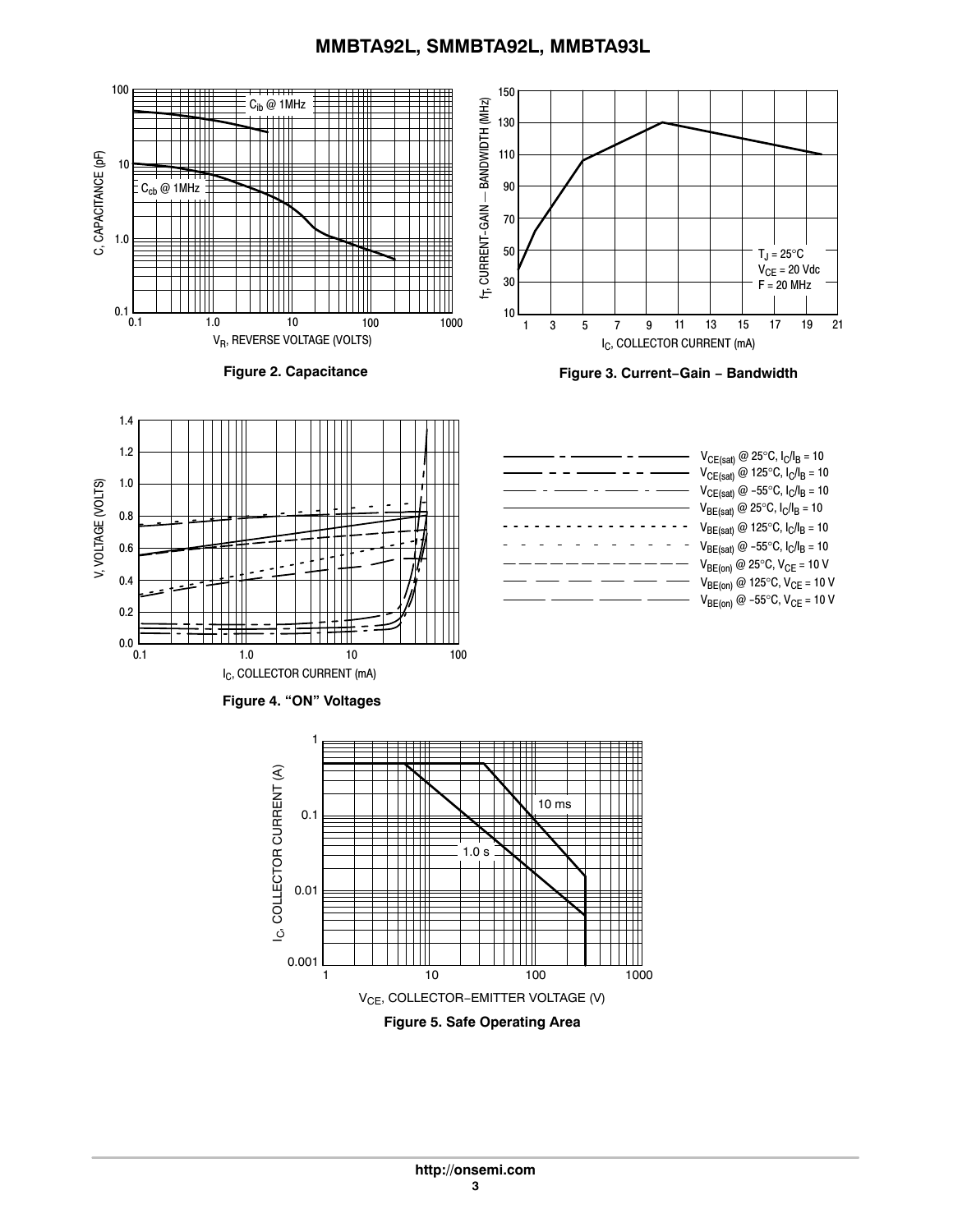Figure 2. Capacitance

Figure 3. Current−Gain − Bandwidth

Figure 4. "ON" Voltages

Figure 5. Safe Operating Area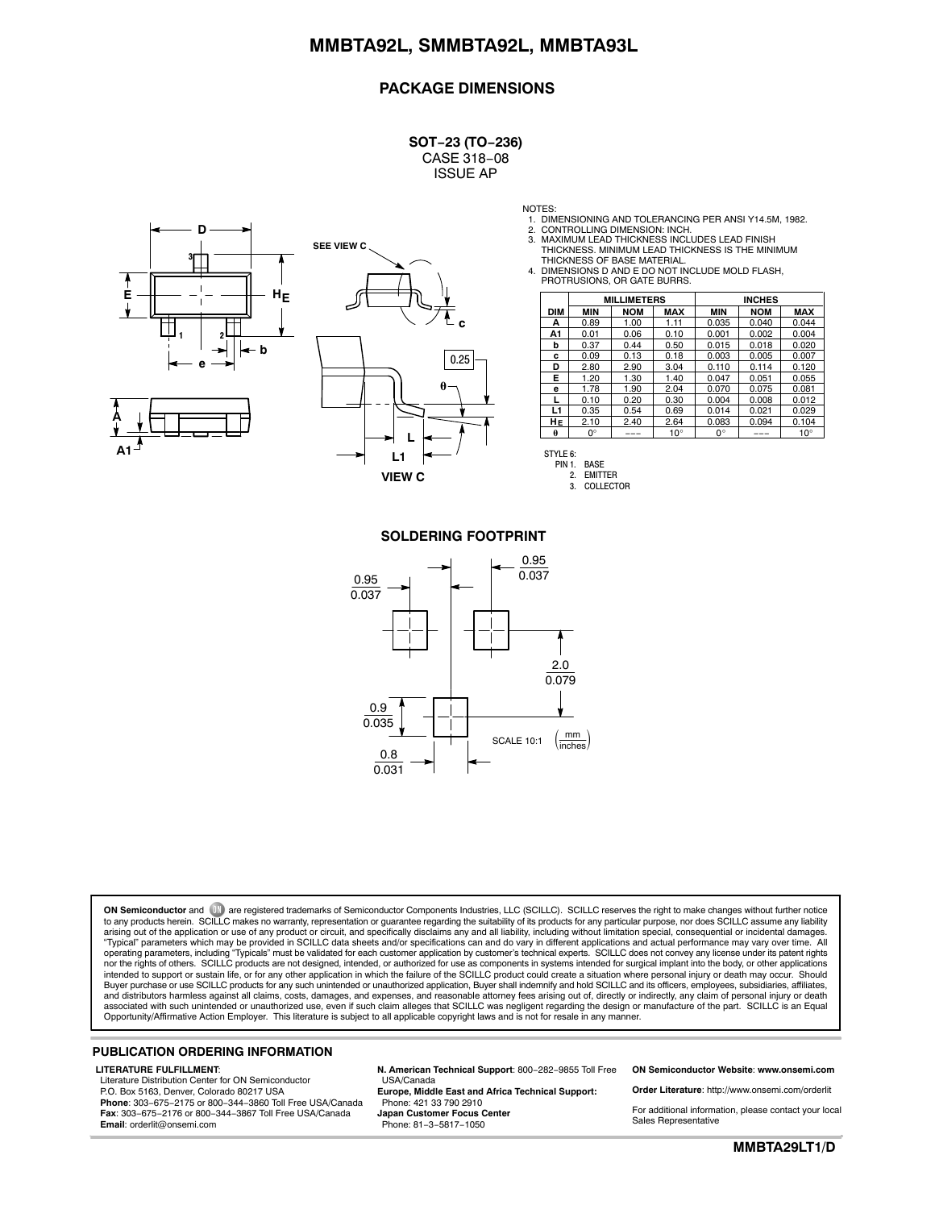## PACKAGE DIMENSIONS

**SOT−23 (TO−236)**
CASE 318−08
ISSUE AP

D
E
H_E
b
e
A
A1
SEE VIEW C
c
0.25
θ
L
L1
VIEW C

NOTES:
1. DIMENSIONING AND TOLERANCING PER ANSI Y14.5M, 1982.
2. CONTROLLING DIMENSION: INCH.
3. MAXIMUM LEAD THICKNESS INCLUDES LEAD FINISH THICKNESS. MINIMUM LEAD THICKNESS IS THE MINIMUM THICKNESS OF BASE MATERIAL.
4. DIMENSIONS D AND E DO NOT INCLUDE MOLD FLASH, PROTRUSIONS, OR GATE BURRS.

| | MILLIMETERS | | | INCHES | | |
|---|---|---|---|---|---|---|
| DIM | MIN | NOM | MAX | MIN | NOM | MAX |
| A | 0.89 | 1.00 | 1.11 | 0.035 | 0.040 | 0.044 |
| A1 | 0.01 | 0.06 | 0.10 | 0.001 | 0.002 | 0.004 |
| b | 0.37 | 0.44 | 0.50 | 0.015 | 0.018 | 0.020 |
| c | 0.09 | 0.13 | 0.18 | 0.003 | 0.005 | 0.007 |
| D | 2.80 | 2.90 | 3.04 | 0.110 | 0.114 | 0.120 |
| E | 1.20 | 1.30 | 1.40 | 0.047 | 0.051 | 0.055 |
| e | 1.78 | 1.90 | 2.04 | 0.070 | 0.075 | 0.081 |
| L | 0.10 | 0.20 | 0.30 | 0.004 | 0.008 | 0.012 |
| L1 | 0.35 | 0.54 | 0.69 | 0.014 | 0.021 | 0.029 |
| H_E | 2.10 | 2.40 | 2.64 | 0.083 | 0.094 | 0.104 |
| θ | 0° | --- | 10° | 0° | --- | 10° |

STYLE 6:
PIN 1. BASE
2. EMITTER
3. COLLECTOR

### SOLDERING FOOTPRINT

0.95 / 0.037
0.95 / 0.037
2.0 / 0.079
0.9 / 0.035
0.8 / 0.031
SCALE 10:1 (mm / inches)

**ON Semiconductor** and ON are registered trademarks of Semiconductor Components Industries, LLC (SCILLC). SCILLC reserves the right to make changes without further notice to any products herein. SCILLC makes no warranty, representation or guarantee regarding the suitability of its products for any particular purpose, nor does SCILLC assume any liability arising out of the application or use of any product or circuit, and specifically disclaims any and all liability, including without limitation special, consequential or incidental damages. "Typical" parameters which may be provided in SCILLC data sheets and/or specifications can and do vary in different applications and actual performance may vary over time. All operating parameters, including "Typicals" must be validated for each customer application by customer's technical experts. SCILLC does not convey any license under its patent rights nor the rights of others. SCILLC products are not designed, intended, or authorized for use as components in systems intended for surgical implant into the body, or other applications intended to support or sustain life, or for any other application in which the failure of the SCILLC product could create a situation where personal injury or death may occur. Should Buyer purchase or use SCILLC products for any such unintended or unauthorized application, Buyer shall indemnify and hold SCILLC and its officers, employees, subsidiaries, affiliates, and distributors harmless against all claims, costs, damages, and expenses, and reasonable attorney fees arising out of, directly or indirectly, any claim of personal injury or death associated with such unintended or unauthorized use, even if such claim alleges that SCILLC was negligent regarding the design or manufacture of the part. SCILLC is an Equal Opportunity/Affirmative Action Employer. This literature is subject to all applicable copyright laws and is not for resale in any manner.

### PUBLICATION ORDERING INFORMATION

**LITERATURE FULFILLMENT**:
Literature Distribution Center for ON Semiconductor
P.O. Box 5163, Denver, Colorado 80217 USA
**Phone**: 303−675−2175 or 800−344−3860 Toll Free USA/Canada
**Fax**: 303−675−2176 or 800−344−3867 Toll Free USA/Canada
**Email**: orderlit@onsemi.com

**N. American Technical Support**: 800−282−9855 Toll Free USA/Canada
**Europe, Middle East and Africa Technical Support:**
Phone: 421 33 790 2910
**Japan Customer Focus Center**
Phone: 81−3−5817−1050

**ON Semiconductor Website**: **www.onsemi.com**

**Order Literature**: http://www.onsemi.com/orderlit

For additional information, please contact your local Sales Representative

**MMBTA29LT1/D**